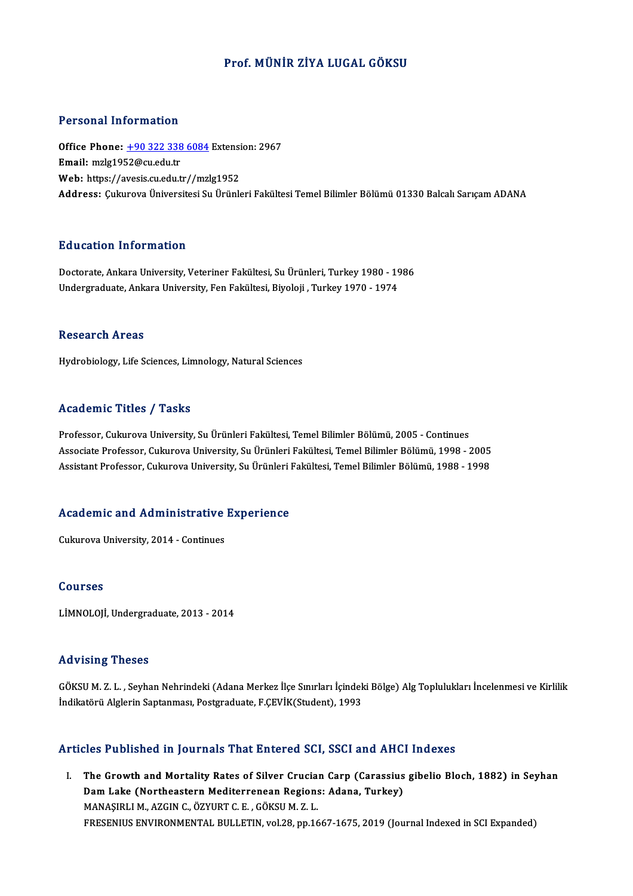# Prof. MÜNİR ZİYA LUGAL GÖKSU

## Personal Information

**Office Phone:** +90 322 338 6084 Extension: 2967
**Email:** mzlg1952@cu.edu.tr
**Web:** https://avesis.cu.edu.tr//mzlg1952
**Address:** Çukurova Üniversitesi Su Ürünleri Fakültesi Temel Bilimler Bölümü 01330 Balcalı Sarıçam ADANA

## Education Information

Doctorate, Ankara University, Veteriner Fakültesi, Su Ürünleri, Turkey 1980 - 1986
Undergraduate, Ankara University, Fen Fakültesi, Biyoloji , Turkey 1970 - 1974

## Research Areas

Hydrobiology, Life Sciences, Limnology, Natural Sciences

## Academic Titles / Tasks

Professor, Cukurova University, Su Ürünleri Fakültesi, Temel Bilimler Bölümü, 2005 - Continues
Associate Professor, Cukurova University, Su Ürünleri Fakültesi, Temel Bilimler Bölümü, 1998 - 2005
Assistant Professor, Cukurova University, Su Ürünleri Fakültesi, Temel Bilimler Bölümü, 1988 - 1998

## Academic and Administrative Experience

Cukurova University, 2014 - Continues

## Courses

LİMNOLOJİ, Undergraduate, 2013 - 2014

## Advising Theses

GÖKSU M. Z. L. , Seyhan Nehrindeki (Adana Merkez İlçe Sınırları İçindeki Bölge) Alg Toplulukları İncelenmesi ve Kirlilik İndikatörü Alglerin Saptanması, Postgraduate, F.ÇEVİK(Student), 1993

## Articles Published in Journals That Entered SCI, SSCI and AHCI Indexes

I. **The Growth and Mortality Rates of Silver Crucian Carp (Carassius gibelio Bloch, 1882) in Seyhan Dam Lake (Northeastern Mediterrenean Regions: Adana, Turkey)**
MANAŞIRLI M., AZGIN C., ÖZYURT C. E. , GÖKSU M. Z. L.
FRESENIUS ENVIRONMENTAL BULLETIN, vol.28, pp.1667-1675, 2019 (Journal Indexed in SCI Expanded)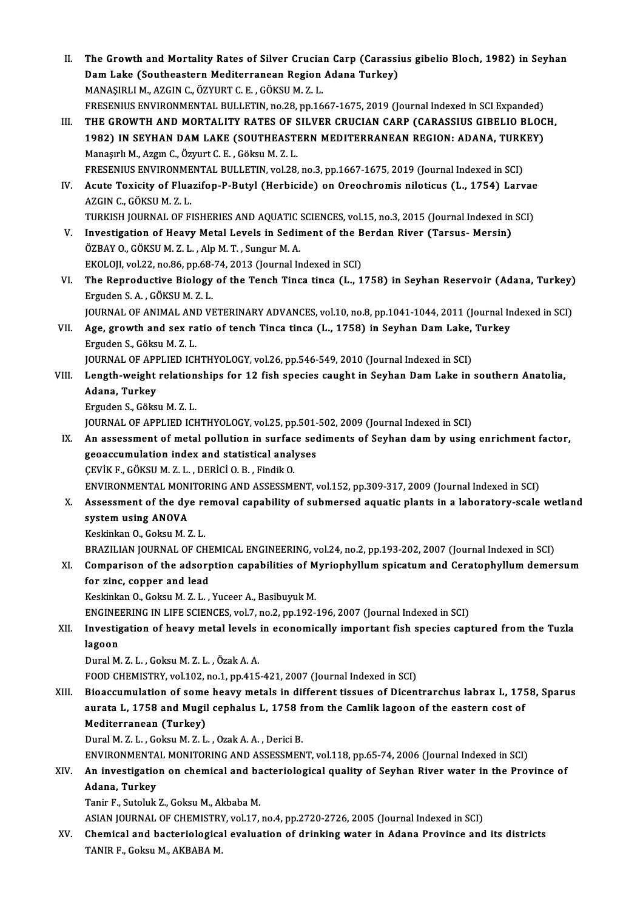II. **The Growth and Mortality Rates of Silver Crucian Carp (Carassius gibelio Bloch, 1982) in Seyhan Dam Lake (Southeastern Mediterranean Region Adana Turkey)**
MANAŞIRLI M., AZGIN C., ÖZYURT C. E. , GÖKSU M. Z. L.
FRESENIUS ENVIRONMENTAL BULLETIN, no.28, pp.1667-1675, 2019 (Journal Indexed in SCI Expanded)

III. **THE GROWTH AND MORTALITY RATES OF SILVER CRUCIAN CARP (CARASSIUS GIBELIO BLOCH, 1982) IN SEYHAN DAM LAKE (SOUTHEASTERN MEDITERRANEAN REGION: ADANA, TURKEY)**
Manaşırlı M., Azgın C., Özyurt C. E. , Göksu M. Z. L.
FRESENIUS ENVIRONMENTAL BULLETIN, vol.28, no.3, pp.1667-1675, 2019 (Journal Indexed in SCI)

IV. **Acute Toxicity of Fluazifop-P-Butyl (Herbicide) on Oreochromis niloticus (L., 1754) Larvae**
AZGIN C., GÖKSU M. Z. L.
TURKISH JOURNAL OF FISHERIES AND AQUATIC SCIENCES, vol.15, no.3, 2015 (Journal Indexed in SCI)

V. **Investigation of Heavy Metal Levels in Sediment of the Berdan River (Tarsus- Mersin)**
ÖZBAY O., GÖKSU M. Z. L. , Alp M. T. , Sungur M. A.
EKOLOJI, vol.22, no.86, pp.68-74, 2013 (Journal Indexed in SCI)

VI. **The Reproductive Biology of the Tench Tinca tinca (L., 1758) in Seyhan Reservoir (Adana, Turkey)**
Erguden S. A. , GÖKSU M. Z. L.
JOURNAL OF ANIMAL AND VETERINARY ADVANCES, vol.10, no.8, pp.1041-1044, 2011 (Journal Indexed in SCI)

VII. **Age, growth and sex ratio of tench Tinca tinca (L., 1758) in Seyhan Dam Lake, Turkey**
Erguden S., Göksu M. Z. L.
JOURNAL OF APPLIED ICHTHYOLOGY, vol.26, pp.546-549, 2010 (Journal Indexed in SCI)

VIII. **Length-weight relationships for 12 fish species caught in Seyhan Dam Lake in southern Anatolia, Adana, Turkey**
Erguden S., Göksu M. Z. L.
JOURNAL OF APPLIED ICHTHYOLOGY, vol.25, pp.501-502, 2009 (Journal Indexed in SCI)

IX. **An assessment of metal pollution in surface sediments of Seyhan dam by using enrichment factor, geoaccumulation index and statistical analyses**
ÇEVİK F., GÖKSU M. Z. L. , DERİCİ O. B. , Findik O.
ENVIRONMENTAL MONITORING AND ASSESSMENT, vol.152, pp.309-317, 2009 (Journal Indexed in SCI)

X. **Assessment of the dye removal capability of submersed aquatic plants in a laboratory-scale wetland system using ANOVA**
Keskinkan O., Goksu M. Z. L.
BRAZILIAN JOURNAL OF CHEMICAL ENGINEERING, vol.24, no.2, pp.193-202, 2007 (Journal Indexed in SCI)

XI. **Comparison of the adsorption capabilities of Myriophyllum spicatum and Ceratophyllum demersum for zinc, copper and lead**
Keskinkan O., Goksu M. Z. L. , Yuceer A., Basibuyuk M.
ENGINEERING IN LIFE SCIENCES, vol.7, no.2, pp.192-196, 2007 (Journal Indexed in SCI)

XII. **Investigation of heavy metal levels in economically important fish species captured from the Tuzla lagoon**
Dural M. Z. L. , Goksu M. Z. L. , Özak A. A.
FOOD CHEMISTRY, vol.102, no.1, pp.415-421, 2007 (Journal Indexed in SCI)

XIII. **Bioaccumulation of some heavy metals in different tissues of Dicentrarchus labrax L, 1758, Sparus aurata L, 1758 and Mugil cephalus L, 1758 from the Camlik lagoon of the eastern cost of Mediterranean (Turkey)**
Dural M. Z. L. , Goksu M. Z. L. , Ozak A. A. , Derici B.
ENVIRONMENTAL MONITORING AND ASSESSMENT, vol.118, pp.65-74, 2006 (Journal Indexed in SCI)

XIV. **An investigation on chemical and bacteriological quality of Seyhan River water in the Province of Adana, Turkey**
Tanir F., Sutoluk Z., Goksu M., Akbaba M.
ASIAN JOURNAL OF CHEMISTRY, vol.17, no.4, pp.2720-2726, 2005 (Journal Indexed in SCI)

XV. **Chemical and bacteriological evaluation of drinking water in Adana Province and its districts**
TANIR F., Goksu M., AKBABA M.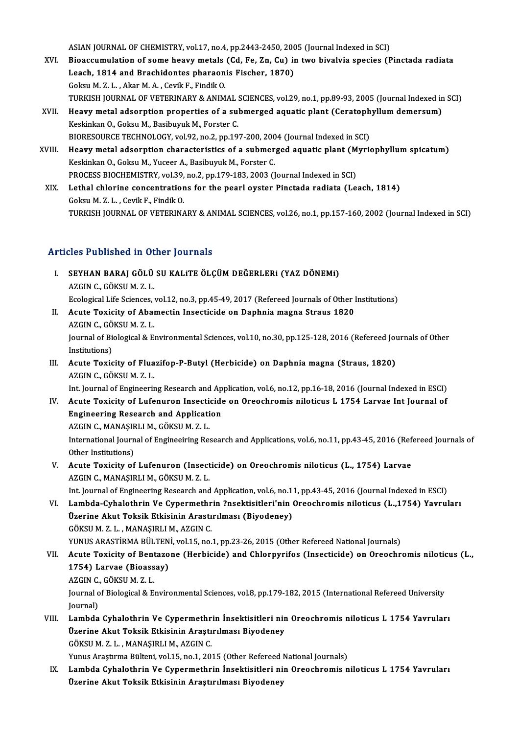ASIAN JOURNAL OF CHEMISTRY, vol.17, no.4, pp.2443-2450, 2005 (Journal Indexed in SCI)

XVI. **Bioaccumulation of some heavy metals (Cd, Fe, Zn, Cu) in two bivalvia species (Pinctada radiata Leach, 1814 and Brachidontes pharaonis Fischer, 1870)**
Goksu M. Z. L. , Akar M. A. , Cevik F., Findik O.
TURKISH JOURNAL OF VETERINARY & ANIMAL SCIENCES, vol.29, no.1, pp.89-93, 2005 (Journal Indexed in SCI)

XVII. **Heavy metal adsorption properties of a submerged aquatic plant (Ceratophyllum demersum)**
Keskinkan O., Goksu M., Basibuyuk M., Forster C.
BIORESOURCE TECHNOLOGY, vol.92, no.2, pp.197-200, 2004 (Journal Indexed in SCI)

XVIII. **Heavy metal adsorption characteristics of a submerged aquatic plant (Myriophyllum spicatum)**
Keskinkan O., Goksu M., Yuceer A., Basibuyuk M., Forster C.
PROCESS BIOCHEMISTRY, vol.39, no.2, pp.179-183, 2003 (Journal Indexed in SCI)

XIX. **Lethal chlorine concentrations for the pearl oyster Pinctada radiata (Leach, 1814)**
Goksu M. Z. L. , Cevik F., Findik O.
TURKISH JOURNAL OF VETERINARY & ANIMAL SCIENCES, vol.26, no.1, pp.157-160, 2002 (Journal Indexed in SCI)

## Articles Published in Other Journals

I. **SEYHAN BARAJ GÖLÜ SU KALiTE ÖLÇÜM DEĞERLERi (YAZ DÖNEMi)**
AZGIN C., GÖKSU M. Z. L.
Ecological Life Sciences, vol.12, no.3, pp.45-49, 2017 (Refereed Journals of Other Institutions)

II. **Acute Toxicity of Abamectin Insecticide on Daphnia magna Straus 1820**
AZGIN C., GÖKSU M. Z. L.
Journal of Biological & Environmental Sciences, vol.10, no.30, pp.125-128, 2016 (Refereed Journals of Other Institutions)

III. **Acute Toxicity of Fluazifop-P-Butyl (Herbicide) on Daphnia magna (Straus, 1820)**
AZGIN C., GÖKSU M. Z. L.
Int. Journal of Engineering Research and Application, vol.6, no.12, pp.16-18, 2016 (Journal Indexed in ESCI)

IV. **Acute Toxicity of Lufenuron Insecticide on Oreochromis niloticus L 1754 Larvae Int Journal of Engineering Research and Application**
AZGIN C., MANAŞIRLI M., GÖKSU M. Z. L.
International Journal of Engineeiring Research and Applications, vol.6, no.11, pp.43-45, 2016 (Refereed Journals of Other Institutions)

V. **Acute Toxicity of Lufenuron (Insecticide) on Oreochromis niloticus (L., 1754) Larvae**
AZGIN C., MANAŞIRLI M., GÖKSU M. Z. L.
Int. Journal of Engineering Research and Application, vol.6, no.11, pp.43-45, 2016 (Journal Indexed in ESCI)

VI. **Lambda-Cyhalothrin Ve Cypermethrin ?nsektisitleri'nin Oreochromis niloticus (L.,1754) Yavruları Üzerine Akut Toksik Etkisinin Arastırılması (Biyodeney)**
GÖKSU M. Z. L. , MANAŞIRLI M., AZGIN C.
YUNUS ARASTİRMA BULTENİ, vol.15, no.1, pp.23-26, 2015 (Other Refereed National Journals)

VII. **Acute Toxicity of Bentazone (Herbicide) and Chlorpyrifos (Insecticide) on Oreochromis niloticus (L., 1754) Larvae (Bioassay)**
AZGIN C., GÖKSU M. Z. L.
Journal of Biological & Environmental Sciences, vol.8, pp.179-182, 2015 (International Refereed University Journal)

VIII. **Lambda Cyhalothrin Ve Cypermethrin İnsektisitleri nin Oreochromis niloticus L 1754 Yavruları Üzerine Akut Toksik Etkisinin Araştırılması Biyodeney**
GÖKSU M. Z. L. , MANAŞIRLI M., AZGIN C.
Yunus Araştırma Bülteni, vol.15, no.1, 2015 (Other Refereed National Journals)

IX. **Lambda Cyhalothrin Ve Cypermethrin İnsektisitleri nin Oreochromis niloticus L 1754 Yavruları Üzerine Akut Toksik Etkisinin Araştırılması Biyodeney**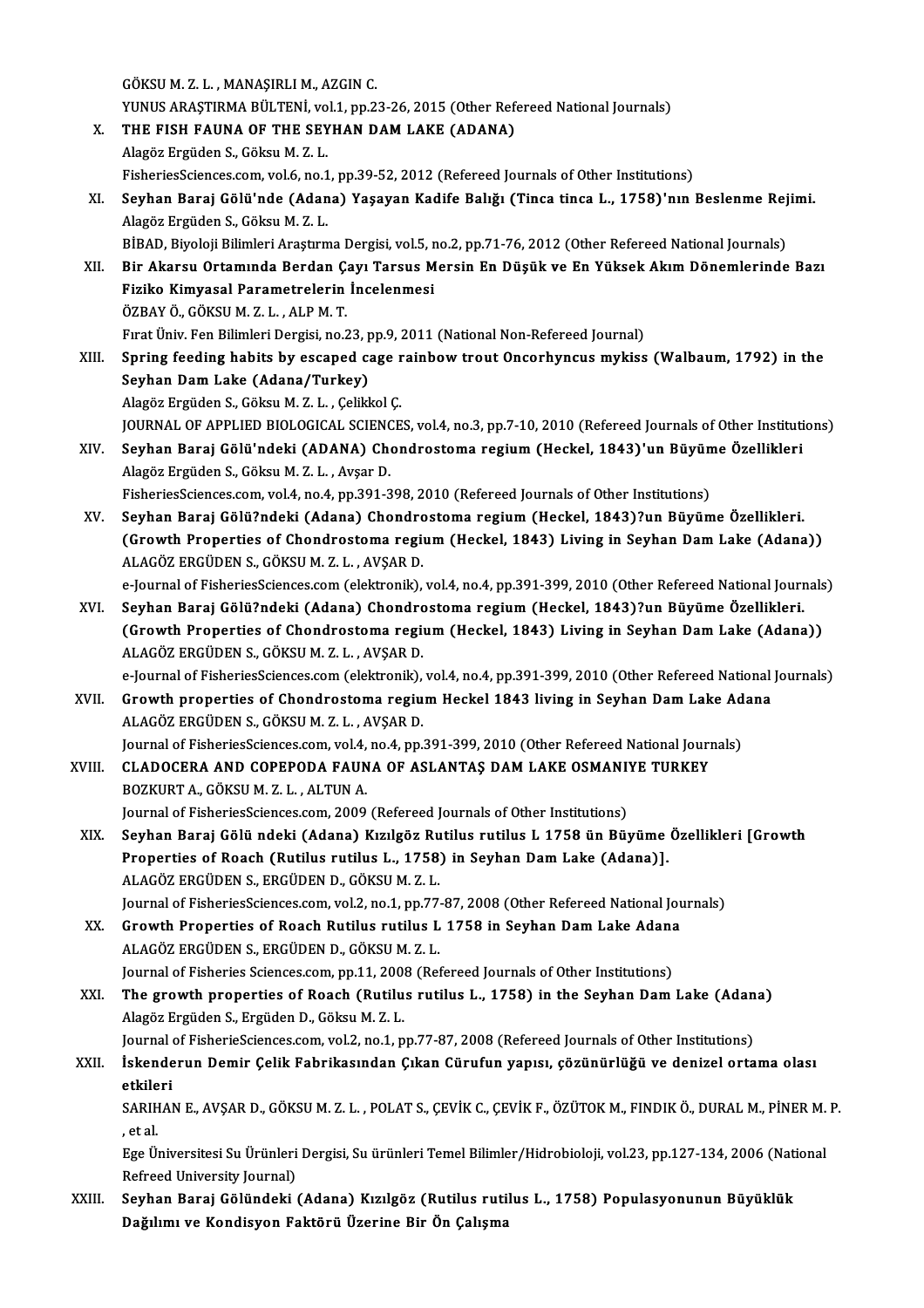GÖKSU M. Z. L. , MANAŞIRLI M., AZGIN C.
YUNUS ARAŞTIRMA BÜLTENİ, vol.1, pp.23-26, 2015 (Other Refereed National Journals)

X. **THE FISH FAUNA OF THE SEYHAN DAM LAKE (ADANA)**
Alagöz Ergüden S., Göksu M. Z. L.
FisheriesSciences.com, vol.6, no.1, pp.39-52, 2012 (Refereed Journals of Other Institutions)

XI. **Seyhan Baraj Gölü'nde (Adana) Yaşayan Kadife Balığı (Tinca tinca L., 1758)'nın Beslenme Rejimi.**
Alagöz Ergüden S., Göksu M. Z. L.
BİBAD, Biyoloji Bilimleri Araştırma Dergisi, vol.5, no.2, pp.71-76, 2012 (Other Refereed National Journals)

XII. **Bir Akarsu Ortamında Berdan Çayı Tarsus Mersin En Düşük ve En Yüksek Akım Dönemlerinde Bazı Fiziko Kimyasal Parametrelerin İncelenmesi**
ÖZBAY Ö., GÖKSU M. Z. L. , ALP M. T.
Fırat Üniv. Fen Bilimleri Dergisi, no.23, pp.9, 2011 (National Non-Refereed Journal)

XIII. **Spring feeding habits by escaped cage rainbow trout Oncorhyncus mykiss (Walbaum, 1792) in the Seyhan Dam Lake (Adana/Turkey)**
Alagöz Ergüden S., Göksu M. Z. L. , Çelikkol Ç.
JOURNAL OF APPLIED BIOLOGICAL SCIENCES, vol.4, no.3, pp.7-10, 2010 (Refereed Journals of Other Institutions)

XIV. **Seyhan Baraj Gölü'ndeki (ADANA) Chondrostoma regium (Heckel, 1843)'un Büyüme Özellikleri**
Alagöz Ergüden S., Göksu M. Z. L. , Avşar D.
FisheriesSciences.com, vol.4, no.4, pp.391-398, 2010 (Refereed Journals of Other Institutions)

XV. **Seyhan Baraj Gölü?ndeki (Adana) Chondrostoma regium (Heckel, 1843)?un Büyüme Özellikleri. (Growth Properties of Chondrostoma regium (Heckel, 1843) Living in Seyhan Dam Lake (Adana))**
ALAGÖZ ERGÜDEN S., GÖKSU M. Z. L. , AVŞAR D.
e-Journal of FisheriesSciences.com (elektronik), vol.4, no.4, pp.391-399, 2010 (Other Refereed National Journals)

XVI. **Seyhan Baraj Gölü?ndeki (Adana) Chondrostoma regium (Heckel, 1843)?un Büyüme Özellikleri. (Growth Properties of Chondrostoma regium (Heckel, 1843) Living in Seyhan Dam Lake (Adana))**
ALAGÖZ ERGÜDEN S., GÖKSU M. Z. L. , AVŞAR D.
e-Journal of FisheriesSciences.com (elektronik), vol.4, no.4, pp.391-399, 2010 (Other Refereed National Journals)

XVII. **Growth properties of Chondrostoma regium Heckel 1843 living in Seyhan Dam Lake Adana**
ALAGÖZ ERGÜDEN S., GÖKSU M. Z. L. , AVŞAR D.
Journal of FisheriesSciences.com, vol.4, no.4, pp.391-399, 2010 (Other Refereed National Journals)

XVIII. **CLADOCERA AND COPEPODA FAUNA OF ASLANTAŞ DAM LAKE OSMANIYE TURKEY**
BOZKURT A., GÖKSU M. Z. L. , ALTUN A.
Journal of FisheriesSciences.com, 2009 (Refereed Journals of Other Institutions)

XIX. **Seyhan Baraj Gölü ndeki (Adana) Kızılgöz Rutilus rutilus L 1758 ün Büyüme Özellikleri [Growth Properties of Roach (Rutilus rutilus L., 1758) in Seyhan Dam Lake (Adana)].**
ALAGÖZ ERGÜDEN S., ERGÜDEN D., GÖKSU M. Z. L.
Journal of FisheriesSciences.com, vol.2, no.1, pp.77-87, 2008 (Other Refereed National Journals)

XX. **Growth Properties of Roach Rutilus rutilus L 1758 in Seyhan Dam Lake Adana**
ALAGÖZ ERGÜDEN S., ERGÜDEN D., GÖKSU M. Z. L.
Journal of Fisheries Sciences.com, pp.11, 2008 (Refereed Journals of Other Institutions)

XXI. **The growth properties of Roach (Rutilus rutilus L., 1758) in the Seyhan Dam Lake (Adana)**
Alagöz Ergüden S., Ergüden D., Göksu M. Z. L.
Journal of FisherieSciences.com, vol.2, no.1, pp.77-87, 2008 (Refereed Journals of Other Institutions)

XXII. **İskenderun Demir Çelik Fabrikasından Çıkan Cürufun yapısı, çözünürlüğü ve denizel ortama olası etkileri**
SARIHAN E., AVŞAR D., GÖKSU M. Z. L. , POLAT S., ÇEVİK C., ÇEVİK F., ÖZÜTOK M., FINDIK Ö., DURAL M., PİNER M. P. , et al.
Ege Üniversitesi Su Ürünleri Dergisi, Su ürünleri Temel Bilimler/Hidrobioloji, vol.23, pp.127-134, 2006 (National Refreed University Journal)

XXIII. **Seyhan Baraj Gölündeki (Adana) Kızılgöz (Rutilus rutilus L., 1758) Populasyonunun Büyüklük Dağılımı ve Kondisyon Faktörü Üzerine Bir Ön Çalışma**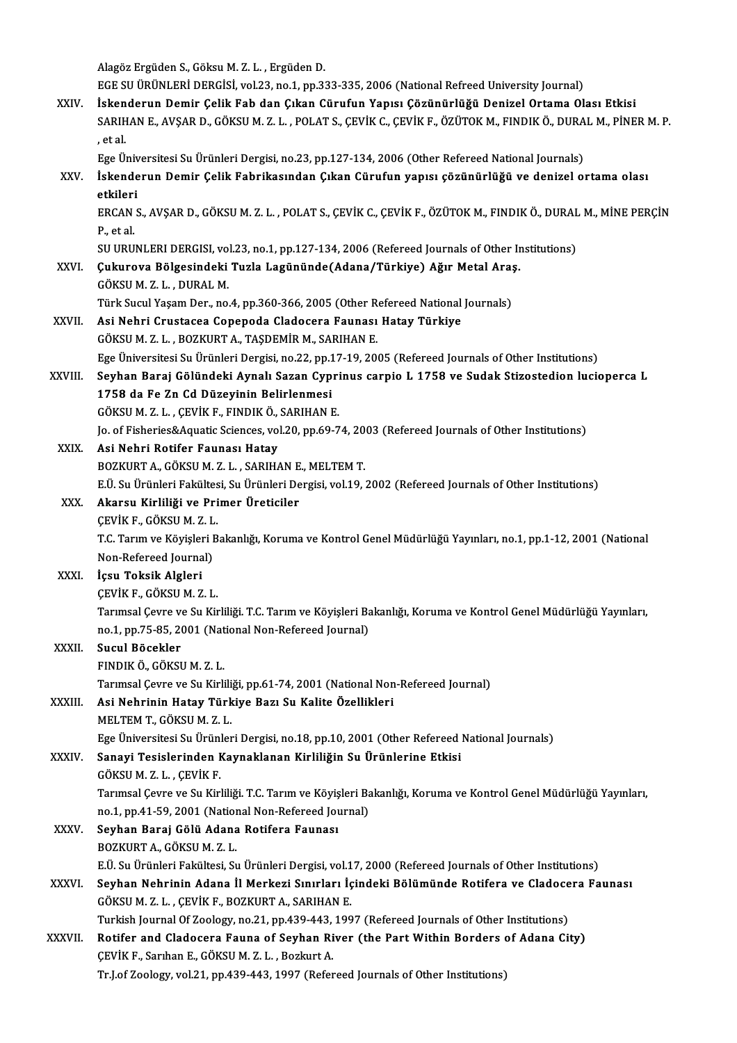Alagöz Ergüden S., Göksu M. Z. L. , Ergüden D.
EGE SU ÜRÜNLERİ DERGİSİ, vol.23, no.1, pp.333-335, 2006 (National Refreed University Journal)

XXIV. **İskenderun Demir Çelik Fab dan Çıkan Cürufun Yapısı Çözünürlüğü Denizel Ortama Olası Etkisi**
SARIHAN E., AVŞAR D., GÖKSU M. Z. L. , POLAT S., ÇEVİK C., ÇEVİK F., ÖZÜTOK M., FINDIK Ö., DURAL M., PİNER M. P. , et al.
Ege Üniversitesi Su Ürünleri Dergisi, no.23, pp.127-134, 2006 (Other Refereed National Journals)

XXV. **İskenderun Demir Çelik Fabrikasından Çıkan Cürufun yapısı çözünürlüğü ve denizel ortama olası etkileri**
ERCAN S., AVŞAR D., GÖKSU M. Z. L. , POLAT S., ÇEVİK C., ÇEVİK F., ÖZÜTOK M., FINDIK Ö., DURAL M., MİNE PERÇİN P., et al.
SU URUNLERI DERGISI, vol.23, no.1, pp.127-134, 2006 (Refereed Journals of Other Institutions)

XXVI. **Çukurova Bölgesindeki Tuzla Lagününde(Adana/Türkiye) Ağır Metal Araş.**
GÖKSU M. Z. L. , DURAL M.
Türk Sucul Yaşam Der., no.4, pp.360-366, 2005 (Other Refereed National Journals)

XXVII. **Asi Nehri Crustacea Copepoda Cladocera Faunası Hatay Türkiye**
GÖKSU M. Z. L. , BOZKURT A., TAŞDEMİR M., SARIHAN E.
Ege Üniversitesi Su Ürünleri Dergisi, no.22, pp.17-19, 2005 (Refereed Journals of Other Institutions)

XXVIII. **Seyhan Baraj Gölündeki Aynalı Sazan Cyprinus carpio L 1758 ve Sudak Stizostedion lucioperca L 1758 da Fe Zn Cd Düzeyinin Belirlenmesi**
GÖKSU M. Z. L. , ÇEVİK F., FINDIK Ö., SARIHAN E.
Jo. of Fisheries&Aquatic Sciences, vol.20, pp.69-74, 2003 (Refereed Journals of Other Institutions)

XXIX. **Asi Nehri Rotifer Faunası Hatay**
BOZKURT A., GÖKSU M. Z. L. , SARIHAN E., MELTEM T.
E.Ü. Su Ürünleri Fakültesi, Su Ürünleri Dergisi, vol.19, 2002 (Refereed Journals of Other Institutions)

XXX. **Akarsu Kirliliği ve Primer Üreticiler**
ÇEVİK F., GÖKSU M. Z. L.
T.C. Tarım ve Köyişleri Bakanlığı, Koruma ve Kontrol Genel Müdürlüğü Yayınları, no.1, pp.1-12, 2001 (National Non-Refereed Journal)

XXXI. **İçsu Toksik Algleri**
ÇEVİK F., GÖKSU M. Z. L.
Tarımsal Çevre ve Su Kirliliği. T.C. Tarım ve Köyişleri Bakanlığı, Koruma ve Kontrol Genel Müdürlüğü Yayınları, no.1, pp.75-85, 2001 (National Non-Refereed Journal)

XXXII. **Sucul Böcekler**
FINDIK Ö., GÖKSU M. Z. L.
Tarımsal Çevre ve Su Kirliliği, pp.61-74, 2001 (National Non-Refereed Journal)

XXXIII. **Asi Nehrinin Hatay Türkiye Bazı Su Kalite Özellikleri**
MELTEM T., GÖKSU M. Z. L.
Ege Üniversitesi Su Ürünleri Dergisi, no.18, pp.10, 2001 (Other Refereed National Journals)

XXXIV. **Sanayi Tesislerinden Kaynaklanan Kirliliğin Su Ürünlerine Etkisi**
GÖKSU M. Z. L. , ÇEVİK F.
Tarımsal Çevre ve Su Kirliliği. T.C. Tarım ve Köyişleri Bakanlığı, Koruma ve Kontrol Genel Müdürlüğü Yayınları, no.1, pp.41-59, 2001 (National Non-Refereed Journal)

XXXV. **Seyhan Baraj Gölü Adana Rotifera Faunası**
BOZKURT A., GÖKSU M. Z. L.
E.Ü. Su Ürünleri Fakültesi, Su Ürünleri Dergisi, vol.17, 2000 (Refereed Journals of Other Institutions)

XXXVI. **Seyhan Nehrinin Adana İl Merkezi Sınırları İçindeki Bölümünde Rotifera ve Cladocera Faunası**
GÖKSU M. Z. L. , ÇEVİK F., BOZKURT A., SARIHAN E.
Turkish Journal Of Zoology, no.21, pp.439-443, 1997 (Refereed Journals of Other Institutions)

XXXVII. **Rotifer and Cladocera Fauna of Seyhan River (the Part Within Borders of Adana City)**
ÇEVİK F., Sarıhan E., GÖKSU M. Z. L. , Bozkurt A.
Tr.J.of Zoology, vol.21, pp.439-443, 1997 (Refereed Journals of Other Institutions)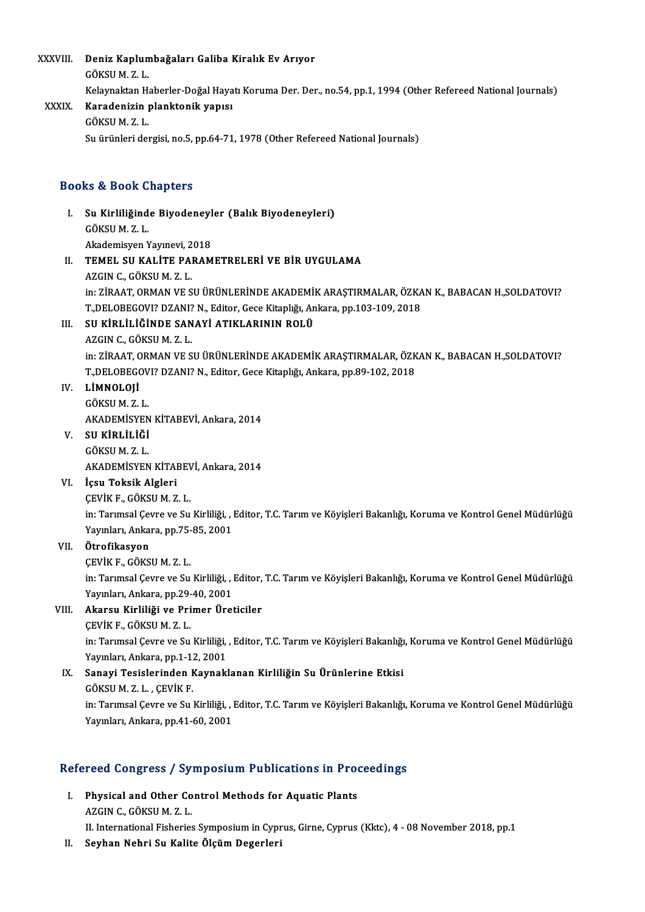XXXVIII. **Deniz Kaplumbağaları Galiba Kiralık Ev Arıyor**
GÖKSU M. Z. L.
Kelaynaktan Haberler-Doğal Hayatı Koruma Der. Der., no.54, pp.1, 1994 (Other Refereed National Journals)

XXXIX. **Karadenizin planktonik yapısı**
GÖKSU M. Z. L.
Su ürünleri dergisi, no.5, pp.64-71, 1978 (Other Refereed National Journals)

## Books & Book Chapters

I. **Su Kirliliğinde Biyodeneyler (Balık Biyodeneyleri)**
GÖKSU M. Z. L.
Akademisyen Yayınevi, 2018

II. **TEMEL SU KALİTE PARAMETRELERİ VE BİR UYGULAMA**
AZGIN C., GÖKSU M. Z. L.
in: ZİRAAT, ORMAN VE SU ÜRÜNLERİNDE AKADEMİK ARAŞTIRMALAR, ÖZKAN K., BABACAN H.,SOLDATOVI? T.,DELOBEGOVI? DZANI? N., Editor, Gece Kitaplığı, Ankara, pp.103-109, 2018

III. **SU KİRLİLİĞİNDE SANAYİ ATIKLARININ ROLÜ**
AZGIN C., GÖKSU M. Z. L.
in: ZİRAAT, ORMAN VE SU ÜRÜNLERİNDE AKADEMİK ARAŞTIRMALAR, ÖZKAN K., BABACAN H.,SOLDATOVI? T.,DELOBEGOVI? DZANI? N., Editor, Gece Kitaplığı, Ankara, pp.89-102, 2018

IV. **LİMNOLOJİ**
GÖKSU M. Z. L.
AKADEMİSYEN KİTABEVİ, Ankara, 2014

V. **SU KİRLİLİĞİ**
GÖKSU M. Z. L.
AKADEMİSYEN KİTABEVİ, Ankara, 2014

VI. **İçsu Toksik Algleri**
ÇEVİK F., GÖKSU M. Z. L.
in: Tarımsal Çevre ve Su Kirliliği, , Editor, T.C. Tarım ve Köyişleri Bakanlığı, Koruma ve Kontrol Genel Müdürlüğü Yayınları, Ankara, pp.75-85, 2001

VII. **Ötrofikasyon**
ÇEVİK F., GÖKSU M. Z. L.
in: Tarımsal Çevre ve Su Kirliliği, , Editor, T.C. Tarım ve Köyişleri Bakanlığı, Koruma ve Kontrol Genel Müdürlüğü Yayınları, Ankara, pp.29-40, 2001

VIII. **Akarsu Kirliliği ve Primer Üreticiler**
ÇEVİK F., GÖKSU M. Z. L.
in: Tarımsal Çevre ve Su Kirliliği, , Editor, T.C. Tarım ve Köyişleri Bakanlığı, Koruma ve Kontrol Genel Müdürlüğü Yayınları, Ankara, pp.1-12, 2001

IX. **Sanayi Tesislerinden Kaynaklanan Kirliliğin Su Ürünlerine Etkisi**
GÖKSU M. Z. L. , ÇEVİK F.
in: Tarımsal Çevre ve Su Kirliliği, , Editor, T.C. Tarım ve Köyişleri Bakanlığı, Koruma ve Kontrol Genel Müdürlüğü Yayınları, Ankara, pp.41-60, 2001

## Refereed Congress / Symposium Publications in Proceedings

I. **Physical and Other Control Methods for Aquatic Plants**
AZGIN C., GÖKSU M. Z. L.
II. International Fisheries Symposium in Cyprus, Girne, Cyprus (Kktc), 4 - 08 November 2018, pp.1

II. **Seyhan Nehri Su Kalite Ölçüm Degerleri**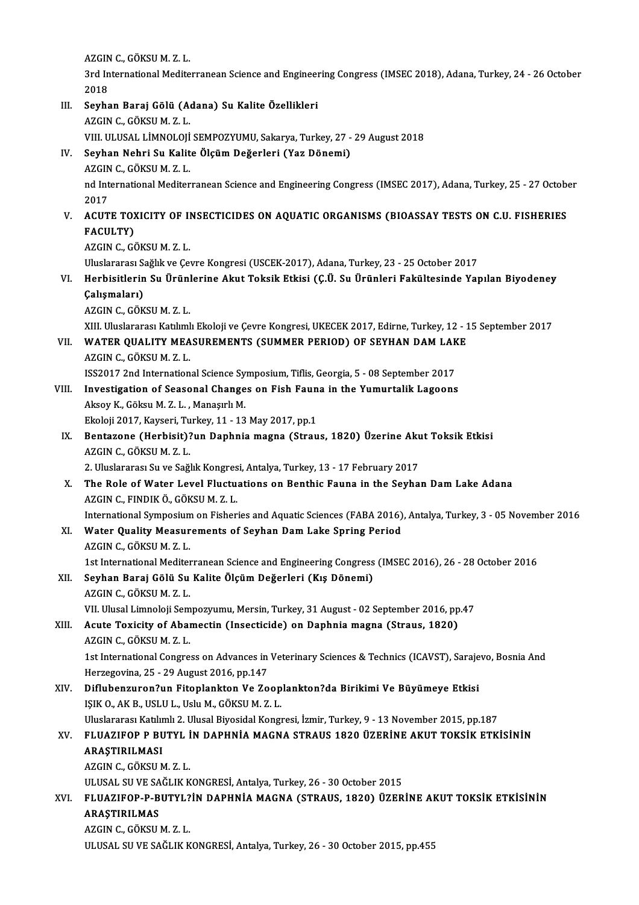AZGIN C., GÖKSU M. Z. L.
3rd International Mediterranean Science and Engineering Congress (IMSEC 2018), Adana, Turkey, 24 - 26 October 2018

III. **Seyhan Baraj Gölü (Adana) Su Kalite Özellikleri**
AZGIN C., GÖKSU M. Z. L.
VIII. ULUSAL LİMNOLOJİ SEMPOZYUMU, Sakarya, Turkey, 27 - 29 August 2018

IV. **Seyhan Nehri Su Kalite Ölçüm Değerleri (Yaz Dönemi)**
AZGIN C., GÖKSU M. Z. L.
nd International Mediterranean Science and Engineering Congress (IMSEC 2017), Adana, Turkey, 25 - 27 October 2017

V. **ACUTE TOXICITY OF INSECTICIDES ON AQUATIC ORGANISMS (BIOASSAY TESTS ON C.U. FISHERIES FACULTY)**
AZGIN C., GÖKSU M. Z. L.
Uluslararası Sağlık ve Çevre Kongresi (USCEK-2017), Adana, Turkey, 23 - 25 October 2017

VI. **Herbisitlerin Su Ürünlerine Akut Toksik Etkisi (Ç.Ü. Su Ürünleri Fakültesinde Yapılan Biyodeney Çalışmaları)**
AZGIN C., GÖKSU M. Z. L.
XIII. Uluslararası Katılımlı Ekoloji ve Çevre Kongresi, UKECEK 2017, Edirne, Turkey, 12 - 15 September 2017

VII. **WATER QUALITY MEASUREMENTS (SUMMER PERIOD) OF SEYHAN DAM LAKE**
AZGIN C., GÖKSU M. Z. L.
ISS2017 2nd International Science Symposium, Tiflis, Georgia, 5 - 08 September 2017

VIII. **Investigation of Seasonal Changes on Fish Fauna in the Yumurtalik Lagoons**
Aksoy K., Göksu M. Z. L. , Manaşırlı M.
Ekoloji 2017, Kayseri, Turkey, 11 - 13 May 2017, pp.1

IX. **Bentazone (Herbisit)?un Daphnia magna (Straus, 1820) Üzerine Akut Toksik Etkisi**
AZGIN C., GÖKSU M. Z. L.
2. Uluslararası Su ve Sağlık Kongresi, Antalya, Turkey, 13 - 17 February 2017

X. **The Role of Water Level Fluctuations on Benthic Fauna in the Seyhan Dam Lake Adana**
AZGIN C., FINDIK Ö., GÖKSU M. Z. L.
International Symposium on Fisheries and Aquatic Sciences (FABA 2016), Antalya, Turkey, 3 - 05 November 2016

XI. **Water Quality Measurements of Seyhan Dam Lake Spring Period**
AZGIN C., GÖKSU M. Z. L.
1st International Mediterranean Science and Engineering Congress (IMSEC 2016), 26 - 28 October 2016

XII. **Seyhan Baraj Gölü Su Kalite Ölçüm Değerleri (Kış Dönemi)**
AZGIN C., GÖKSU M. Z. L.
VII. Ulusal Limnoloji Sempozyumu, Mersin, Turkey, 31 August - 02 September 2016, pp.47

XIII. **Acute Toxicity of Abamectin (Insecticide) on Daphnia magna (Straus, 1820)**
AZGIN C., GÖKSU M. Z. L.
1st International Congress on Advances in Veterinary Sciences & Technics (ICAVST), Sarajevo, Bosnia And Herzegovina, 25 - 29 August 2016, pp.147

XIV. **Diflubenzuron?un Fitoplankton Ve Zooplankton?da Birikimi Ve Büyümeye Etkisi**
IŞIK O., AK B., USLU L., Uslu M., GÖKSU M. Z. L.
Uluslararası Katılımlı 2. Ulusal Biyosidal Kongresi, İzmir, Turkey, 9 - 13 November 2015, pp.187

XV. **FLUAZIFOP P BUTYL İN DAPHNİA MAGNA STRAUS 1820 ÜZERİNE AKUT TOKSİK ETKİSİNİN ARAŞTIRILMASI**
AZGIN C., GÖKSU M. Z. L.
ULUSAL SU VE SAĞLIK KONGRESİ, Antalya, Turkey, 26 - 30 October 2015

XVI. **FLUAZIFOP-P-BUTYL?İN DAPHNİA MAGNA (STRAUS, 1820) ÜZERİNE AKUT TOKSİK ETKİSİNİN ARAŞTIRILMAS**
AZGIN C., GÖKSU M. Z. L.
ULUSAL SU VE SAĞLIK KONGRESİ, Antalya, Turkey, 26 - 30 October 2015, pp.455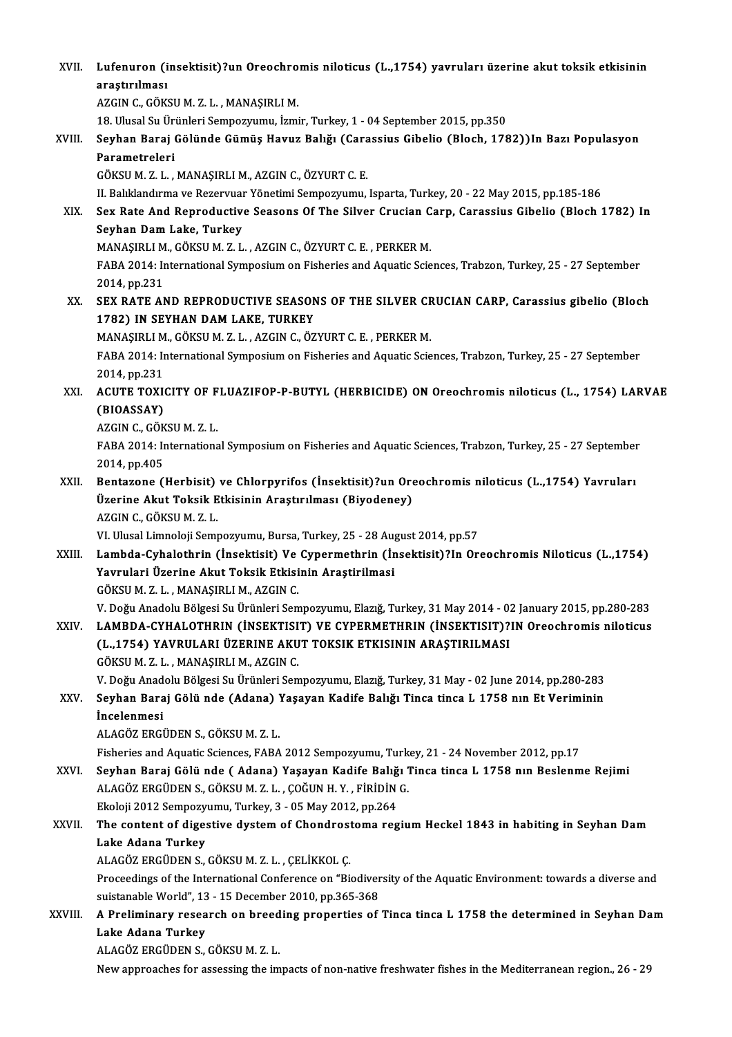XVII. **Lufenuron (insektisit)?un Oreochromis niloticus (L.,1754) yavruları üzerine akut toksik etkisinin araştırılması**
AZGIN C., GÖKSU M. Z. L. , MANAŞIRLI M.
18. Ulusal Su Ürünleri Sempozyumu, İzmir, Turkey, 1 - 04 September 2015, pp.350

XVIII. **Seyhan Baraj Gölünde Gümüş Havuz Balığı (Carassius Gibelio (Bloch, 1782))In Bazı Populasyon Parametreleri**
GÖKSU M. Z. L. , MANAŞIRLI M., AZGIN C., ÖZYURT C. E.
II. Balıklandırma ve Rezervuar Yönetimi Sempozyumu, Isparta, Turkey, 20 - 22 May 2015, pp.185-186

XIX. **Sex Rate And Reproductive Seasons Of The Silver Crucian Carp, Carassius Gibelio (Bloch 1782) In Seyhan Dam Lake, Turkey**
MANAŞIRLI M., GÖKSU M. Z. L. , AZGIN C., ÖZYURT C. E. , PERKER M.
FABA 2014: International Symposium on Fisheries and Aquatic Sciences, Trabzon, Turkey, 25 - 27 September 2014, pp.231

XX. **SEX RATE AND REPRODUCTIVE SEASONS OF THE SILVER CRUCIAN CARP, Carassius gibelio (Bloch 1782) IN SEYHAN DAM LAKE, TURKEY**
MANAŞIRLI M., GÖKSU M. Z. L. , AZGIN C., ÖZYURT C. E. , PERKER M.
FABA 2014: International Symposium on Fisheries and Aquatic Sciences, Trabzon, Turkey, 25 - 27 September 2014, pp.231

XXI. **ACUTE TOXICITY OF FLUAZIFOP-P-BUTYL (HERBICIDE) ON Oreochromis niloticus (L., 1754) LARVAE (BIOASSAY)**
AZGIN C., GÖKSU M. Z. L.
FABA 2014: International Symposium on Fisheries and Aquatic Sciences, Trabzon, Turkey, 25 - 27 September 2014, pp.405

XXII. **Bentazone (Herbisit) ve Chlorpyrifos (İnsektisit)?un Oreochromis niloticus (L.,1754) Yavruları Üzerine Akut Toksik Etkisinin Araştırılması (Biyodeney)**
AZGIN C., GÖKSU M. Z. L.
VI. Ulusal Limnoloji Sempozyumu, Bursa, Turkey, 25 - 28 August 2014, pp.57

XXIII. **Lambda-Cyhalothrin (İnsektisit) Ve Cypermethrin (İnsektisit)?In Oreochromis Niloticus (L.,1754) Yavrulari Üzerine Akut Toksik Etkisinin Araştirilmasi**
GÖKSU M. Z. L. , MANAŞIRLI M., AZGIN C.
V. Doğu Anadolu Bölgesi Su Ürünleri Sempozyumu, Elazığ, Turkey, 31 May 2014 - 02 January 2015, pp.280-283

XXIV. **LAMBDA-CYHALOTHRIN (İNSEKTISIT) VE CYPERMETHRIN (İNSEKTISIT)?IN Oreochromis niloticus (L.,1754) YAVRULARI ÜZERINE AKUT TOKSIK ETKISININ ARAŞTIRILMASI**
GÖKSU M. Z. L. , MANAŞIRLI M., AZGIN C.
V. Doğu Anadolu Bölgesi Su Ürünleri Sempozyumu, Elazığ, Turkey, 31 May - 02 June 2014, pp.280-283

XXV. **Seyhan Baraj Gölü nde (Adana) Yaşayan Kadife Balığı Tinca tinca L 1758 nın Et Veriminin İncelenmesi**
ALAGÖZ ERGÜDEN S., GÖKSU M. Z. L.
Fisheries and Aquatic Sciences, FABA 2012 Sempozyumu, Turkey, 21 - 24 November 2012, pp.17

XXVI. **Seyhan Baraj Gölü nde ( Adana) Yaşayan Kadife Balığı Tinca tinca L 1758 nın Beslenme Rejimi**
ALAGÖZ ERGÜDEN S., GÖKSU M. Z. L. , ÇOĞUN H. Y. , FİRİDİN G.
Ekoloji 2012 Sempozyumu, Turkey, 3 - 05 May 2012, pp.264

XXVII. **The content of digestive dystem of Chondrostoma regium Heckel 1843 in habiting in Seyhan Dam Lake Adana Turkey**
ALAGÖZ ERGÜDEN S., GÖKSU M. Z. L. , ÇELİKKOL Ç.
Proceedings of the International Conference on "Biodiversity of the Aquatic Environment: towards a diverse and suistanable World", 13 - 15 December 2010, pp.365-368

XXVIII. **A Preliminary research on breeding properties of Tinca tinca L 1758 the determined in Seyhan Dam Lake Adana Turkey**
ALAGÖZ ERGÜDEN S., GÖKSU M. Z. L.
New approaches for assessing the impacts of non-native freshwater fishes in the Mediterranean region., 26 - 29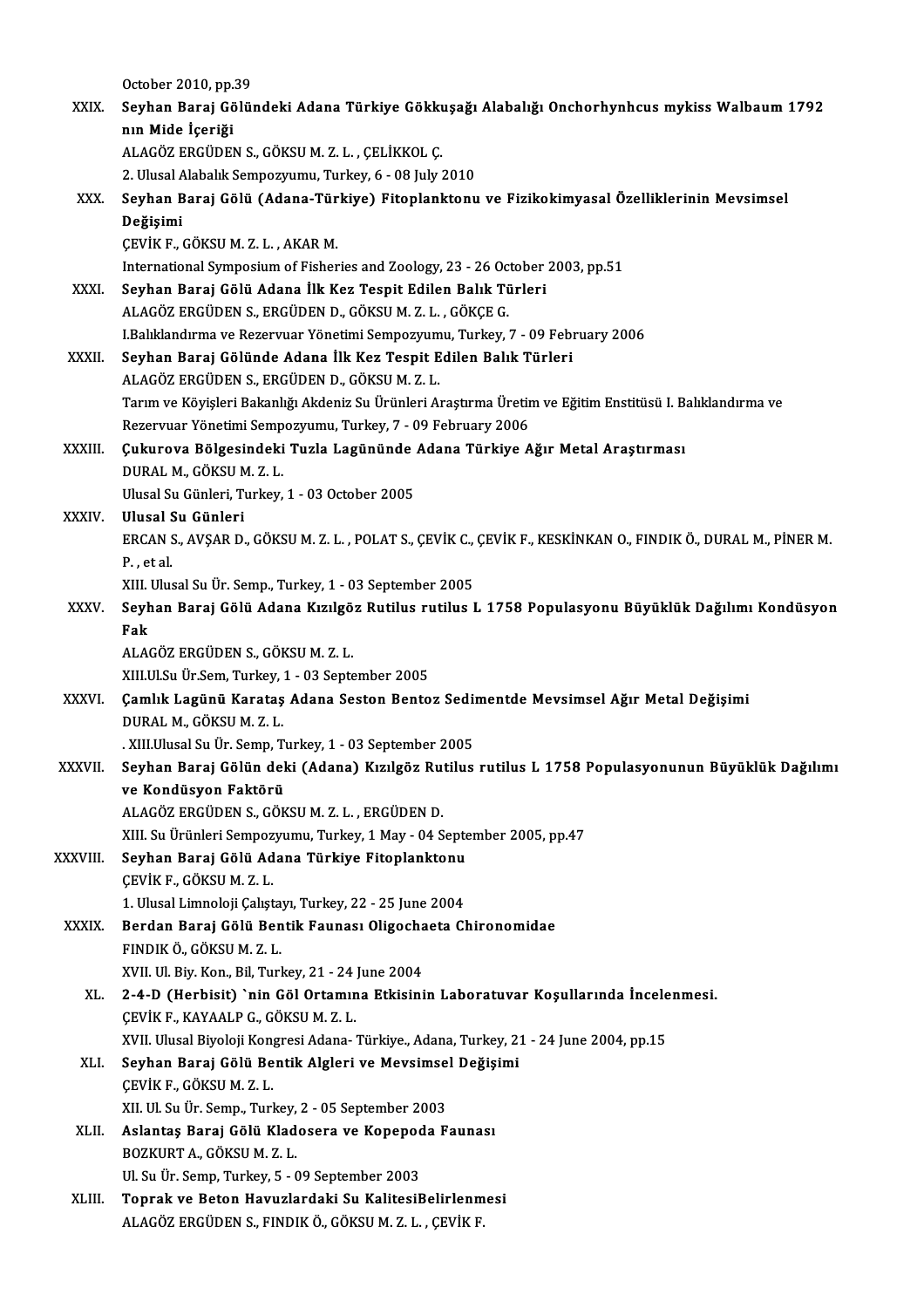October 2010, pp.39

XXIX. **Seyhan Baraj Gölündeki Adana Türkiye Gökkuşağı Alabalığı Onchorhynhcus mykiss Walbaum 1792 nın Mide İçeriği**
ALAGÖZ ERGÜDEN S., GÖKSU M. Z. L. , ÇELİKKOL Ç.
2. Ulusal Alabalık Sempozyumu, Turkey, 6 - 08 July 2010

XXX. **Seyhan Baraj Gölü (Adana-Türkiye) Fitoplanktonu ve Fizikokimyasal Özelliklerinin Mevsimsel Değişimi**
ÇEVİK F., GÖKSU M. Z. L. , AKAR M.
International Symposium of Fisheries and Zoology, 23 - 26 October 2003, pp.51

XXXI. **Seyhan Baraj Gölü Adana İlk Kez Tespit Edilen Balık Türleri**
ALAGÖZ ERGÜDEN S., ERGÜDEN D., GÖKSU M. Z. L. , GÖKÇE G.
I.Balıklandırma ve Rezervuar Yönetimi Sempozyumu, Turkey, 7 - 09 February 2006

XXXII. **Seyhan Baraj Gölünde Adana İlk Kez Tespit Edilen Balık Türleri**
ALAGÖZ ERGÜDEN S., ERGÜDEN D., GÖKSU M. Z. L.
Tarım ve Köyişleri Bakanlığı Akdeniz Su Ürünleri Araştırma Üretim ve Eğitim Enstitüsü I. Balıklandırma ve Rezervuar Yönetimi Sempozyumu, Turkey, 7 - 09 February 2006

XXXIII. **Çukurova Bölgesindeki Tuzla Lagününde Adana Türkiye Ağır Metal Araştırması**
DURAL M., GÖKSU M. Z. L.
Ulusal Su Günleri, Turkey, 1 - 03 October 2005

XXXIV. **Ulusal Su Günleri**
ERCAN S., AVŞAR D., GÖKSU M. Z. L. , POLAT S., ÇEVİK C., ÇEVİK F., KESKİNKAN O., FINDIK Ö., DURAL M., PİNER M. P. , et al.
XIII. Ulusal Su Ür. Semp., Turkey, 1 - 03 September 2005

XXXV. **Seyhan Baraj Gölü Adana Kızılgöz Rutilus rutilus L 1758 Populasyonu Büyüklük Dağılımı Kondüsyon Fak**
ALAGÖZ ERGÜDEN S., GÖKSU M. Z. L.
XIII.Ul.Su Ür.Sem, Turkey, 1 - 03 September 2005

XXXVI. **Çamlık Lagünü Karataş Adana Seston Bentoz Sedimentde Mevsimsel Ağır Metal Değişimi**
DURAL M., GÖKSU M. Z. L.
. XIII.Ulusal Su Ür. Semp, Turkey, 1 - 03 September 2005

XXXVII. **Seyhan Baraj Gölün deki (Adana) Kızılgöz Rutilus rutilus L 1758 Populasyonunun Büyüklük Dağılımı ve Kondüsyon Faktörü**
ALAGÖZ ERGÜDEN S., GÖKSU M. Z. L. , ERGÜDEN D.
XIII. Su Ürünleri Sempozyumu, Turkey, 1 May - 04 September 2005, pp.47

XXXVIII. **Seyhan Baraj Gölü Adana Türkiye Fitoplanktonu**
ÇEVİK F., GÖKSU M. Z. L.
1. Ulusal Limnoloji Çalıştayı, Turkey, 22 - 25 June 2004

XXXIX. **Berdan Baraj Gölü Bentik Faunası Oligochaeta Chironomidae**
FINDIK Ö., GÖKSU M. Z. L.
XVII. Ul. Biy. Kon., Bil, Turkey, 21 - 24 June 2004

XL. **2-4-D (Herbisit) `nin Göl Ortamına Etkisinin Laboratuvar Koşullarında İncelenmesi.**
ÇEVİK F., KAYAALP G., GÖKSU M. Z. L.
XVII. Ulusal Biyoloji Kongresi Adana- Türkiye., Adana, Turkey, 21 - 24 June 2004, pp.15

XLI. **Seyhan Baraj Gölü Bentik Algleri ve Mevsimsel Değişimi**
ÇEVİK F., GÖKSU M. Z. L.
XII. Ul. Su Ür. Semp., Turkey, 2 - 05 September 2003

XLII. **Aslantaş Baraj Gölü Kladosera ve Kopepoda Faunası**
BOZKURT A., GÖKSU M. Z. L.
Ul. Su Ür. Semp, Turkey, 5 - 09 September 2003

XLIII. **Toprak ve Beton Havuzlardaki Su KalitesiBelirlenmesi**
ALAGÖZ ERGÜDEN S., FINDIK Ö., GÖKSU M. Z. L. , ÇEVİK F.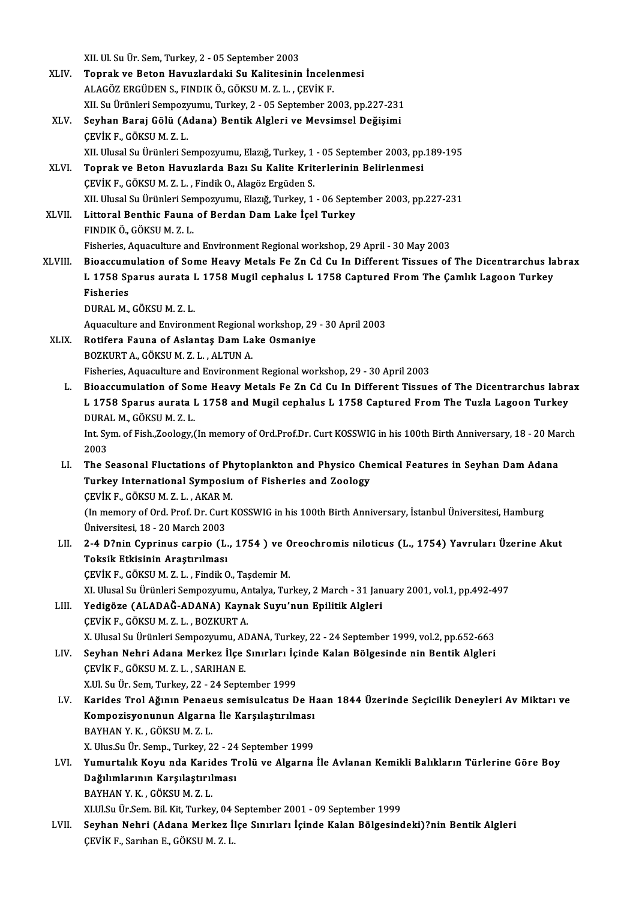XII. Ul. Su Ür. Sem, Turkey, 2 - 05 September 2003

XLIV. **Toprak ve Beton Havuzlardaki Su Kalitesinin İncelenmesi**
ALAGÖZ ERGÜDEN S., FINDIK Ö., GÖKSU M. Z. L. , ÇEVİK F.
XII. Su Ürünleri Sempozyumu, Turkey, 2 - 05 September 2003, pp.227-231

XLV. **Seyhan Baraj Gölü (Adana) Bentik Algleri ve Mevsimsel Değişimi**
ÇEVİK F., GÖKSU M. Z. L.
XII. Ulusal Su Ürünleri Sempozyumu, Elazığ, Turkey, 1 - 05 September 2003, pp.189-195

XLVI. **Toprak ve Beton Havuzlarda Bazı Su Kalite Kriterlerinin Belirlenmesi**
ÇEVİK F., GÖKSU M. Z. L. , Findik O., Alagöz Ergüden S.
XII. Ulusal Su Ürünleri Sempozyumu, Elazığ, Turkey, 1 - 06 September 2003, pp.227-231

XLVII. **Littoral Benthic Fauna of Berdan Dam Lake İçel Turkey**
FINDIK Ö., GÖKSU M. Z. L.
Fisheries, Aquaculture and Environment Regional workshop, 29 April - 30 May 2003

XLVIII. **Bioaccumulation of Some Heavy Metals Fe Zn Cd Cu In Different Tissues of The Dicentrarchus labrax L 1758 Sparus aurata L 1758 Mugil cephalus L 1758 Captured From The Çamlık Lagoon Turkey Fisheries**
DURAL M., GÖKSU M. Z. L.
Aquaculture and Environment Regional workshop, 29 - 30 April 2003

XLIX. **Rotifera Fauna of Aslantaş Dam Lake Osmaniye**
BOZKURT A., GÖKSU M. Z. L. , ALTUN A.
Fisheries, Aquaculture and Environment Regional workshop, 29 - 30 April 2003

L. **Bioaccumulation of Some Heavy Metals Fe Zn Cd Cu In Different Tissues of The Dicentrarchus labrax L 1758 Sparus aurata L 1758 and Mugil cephalus L 1758 Captured From The Tuzla Lagoon Turkey**
DURAL M., GÖKSU M. Z. L.
Int. Sym. of Fish.,Zoology,(In memory of Ord.Prof.Dr. Curt KOSSWIG in his 100th Birth Anniversary, 18 - 20 March 2003

LI. **The Seasonal Fluctations of Phytoplankton and Physico Chemical Features in Seyhan Dam Adana Turkey International Symposium of Fisheries and Zoology**
ÇEVİK F., GÖKSU M. Z. L. , AKAR M.
(In memory of Ord. Prof. Dr. Curt KOSSWIG in his 100th Birth Anniversary, İstanbul Üniversitesi, Hamburg Üniversitesi, 18 - 20 March 2003

LII. **2-4 D?nin Cyprinus carpio (L., 1754 ) ve Oreochromis niloticus (L., 1754) Yavruları Üzerine Akut Toksik Etkisinin Araştırılması**
ÇEVİK F., GÖKSU M. Z. L. , Findik O., Taşdemir M.
XI. Ulusal Su Ürünleri Sempozyumu, Antalya, Turkey, 2 March - 31 January 2001, vol.1, pp.492-497

LIII. **Yedigöze (ALADAĞ-ADANA) Kaynak Suyu'nun Epilitik Algleri**
ÇEVİK F., GÖKSU M. Z. L. , BOZKURT A.
X. Ulusal Su Ürünleri Sempozyumu, ADANA, Turkey, 22 - 24 September 1999, vol.2, pp.652-663

LIV. **Seyhan Nehri Adana Merkez İlçe Sınırları İçinde Kalan Bölgesinde nin Bentik Algleri**
ÇEVİK F., GÖKSU M. Z. L. , SARIHAN E.
X.Ul. Su Ür. Sem, Turkey, 22 - 24 September 1999

LV. **Karides Trol Ağının Penaeus semisulcatus De Haan 1844 Üzerinde Seçicilik Deneyleri Av Miktarı ve Kompozisyonunun Algarna İle Karşılaştırılması**
BAYHAN Y. K. , GÖKSU M. Z. L.
X. Ulus.Su Ür. Semp., Turkey, 22 - 24 September 1999

LVI. **Yumurtalık Koyu nda Karides Trolü ve Algarna İle Avlanan Kemikli Balıkların Türlerine Göre Boy Dağılımlarının Karşılaştırılması**
BAYHAN Y. K. , GÖKSU M. Z. L.
XI.Ul.Su Ür.Sem. Bil. Kit, Turkey, 04 September 2001 - 09 September 1999

LVII. **Seyhan Nehri (Adana Merkez İlçe Sınırları İçinde Kalan Bölgesindeki)?nin Bentik Algleri**
ÇEVİK F., Sarıhan E., GÖKSU M. Z. L.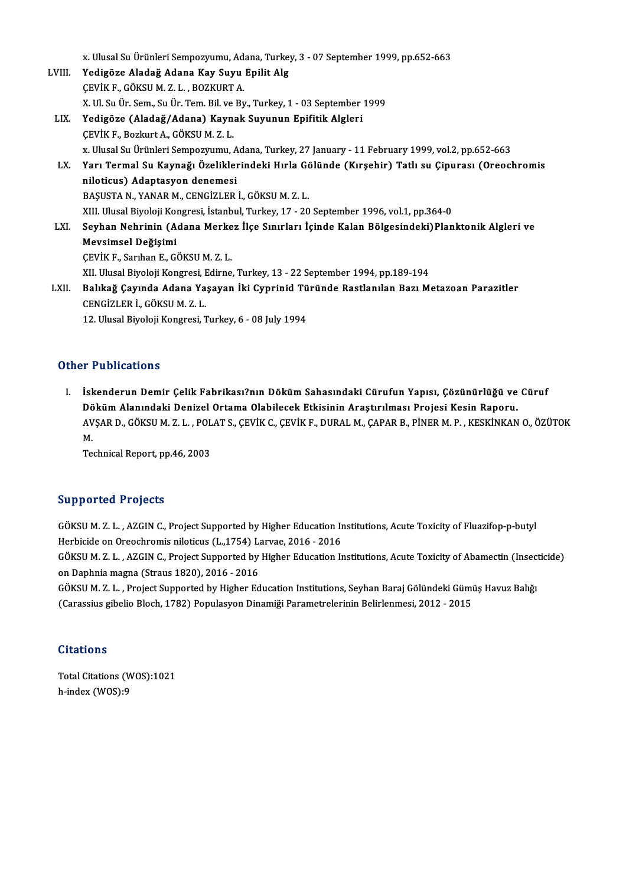x. Ulusal Su Ürünleri Sempozyumu, Adana, Turkey, 3 - 07 September 1999, pp.652-663

LVIII. **Yedigöze Aladağ Adana Kay Suyu Epilit Alg**
ÇEVİK F., GÖKSU M. Z. L. , BOZKURT A.
X. Ul. Su Ür. Sem., Su Ür. Tem. Bil. ve By., Turkey, 1 - 03 September 1999

LIX. **Yedigöze (Aladağ/Adana) Kaynak Suyunun Epifitik Algleri**
ÇEVİK F., Bozkurt A., GÖKSU M. Z. L.
x. Ulusal Su Ürünleri Sempozyumu, Adana, Turkey, 27 January - 11 February 1999, vol.2, pp.652-663

LX. **Yarı Termal Su Kaynağı Özeliklerindeki Hırla Gölünde (Kırşehir) Tatlı su Çipurası (Oreochromis niloticus) Adaptasyon denemesi**
BAŞUSTA N., YANAR M., CENGİZLER İ., GÖKSU M. Z. L.
XIII. Ulusal Biyoloji Kongresi, İstanbul, Turkey, 17 - 20 September 1996, vol.1, pp.364-0

LXI. **Seyhan Nehrinin (Adana Merkez İlçe Sınırları İçinde Kalan Bölgesindeki)Planktonik Algleri ve Mevsimsel Değişimi**
ÇEVİK F., Sarıhan E., GÖKSU M. Z. L.
XII. Ulusal Biyoloji Kongresi, Edirne, Turkey, 13 - 22 September 1994, pp.189-194

LXII. **Balıkağ Çayında Adana Yaşayan İki Cyprinid Türünde Rastlanılan Bazı Metazoan Parazitler**
CENGİZLER İ., GÖKSU M. Z. L.
12. Ulusal Biyoloji Kongresi, Turkey, 6 - 08 July 1994

## Other Publications

I. **İskenderun Demir Çelik Fabrikası?nın Döküm Sahasındaki Cürufun Yapısı, Çözünürlüğü ve Cüruf Döküm Alanındaki Denizel Ortama Olabilecek Etkisinin Araştırılması Projesi Kesin Raporu.**
AVŞAR D., GÖKSU M. Z. L. , POLAT S., ÇEVİK C., ÇEVİK F., DURAL M., ÇAPAR B., PİNER M. P. , KESKİNKAN O., ÖZÜTOK M.
Technical Report, pp.46, 2003

## Supported Projects

GÖKSU M. Z. L. , AZGIN C., Project Supported by Higher Education Institutions, Acute Toxicity of Fluazifop-p-butyl Herbicide on Oreochromis niloticus (L.,1754) Larvae, 2016 - 2016

GÖKSU M. Z. L. , AZGIN C., Project Supported by Higher Education Institutions, Acute Toxicity of Abamectin (Insecticide) on Daphnia magna (Straus 1820), 2016 - 2016

GÖKSU M. Z. L. , Project Supported by Higher Education Institutions, Seyhan Baraj Gölündeki Gümüş Havuz Balığı (Carassius gibelio Bloch, 1782) Populasyon Dinamiği Parametrelerinin Belirlenmesi, 2012 - 2015

## Citations

Total Citations (WOS):1021
h-index (WOS):9